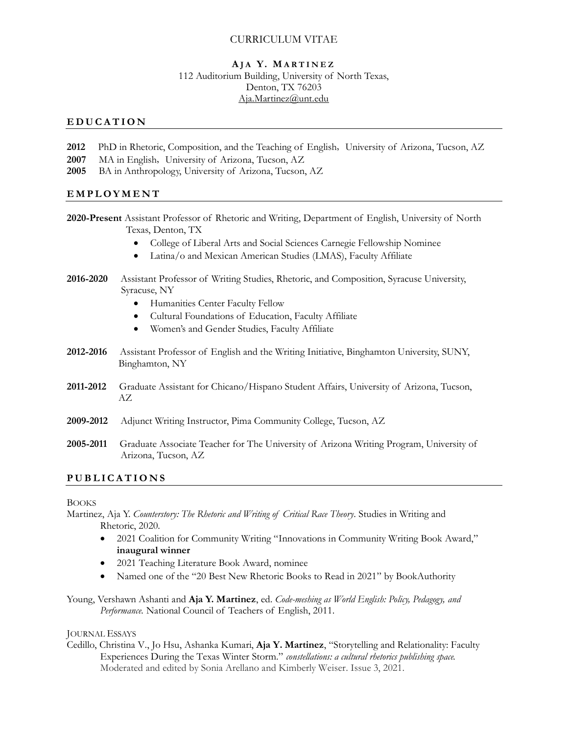CURRICULUM VITAE

# Aja Y. Martinez

112 Auditorium Building, University of North Texas,
Denton, TX 76203
Aja.Martinez@unt.edu

## EDUCATION

**2012** PhD in Rhetoric, Composition, and the Teaching of English, University of Arizona, Tucson, AZ
**2007** MA in English, University of Arizona, Tucson, AZ
**2005** BA in Anthropology, University of Arizona, Tucson, AZ

## EMPLOYMENT

**2020-Present** Assistant Professor of Rhetoric and Writing, Department of English, University of North Texas, Denton, TX

- College of Liberal Arts and Social Sciences Carnegie Fellowship Nominee
- Latina/o and Mexican American Studies (LMAS), Faculty Affiliate

**2016-2020** Assistant Professor of Writing Studies, Rhetoric, and Composition, Syracuse University, Syracuse, NY

- Humanities Center Faculty Fellow
- Cultural Foundations of Education, Faculty Affiliate
- Women's and Gender Studies, Faculty Affiliate

**2012-2016** Assistant Professor of English and the Writing Initiative, Binghamton University, SUNY, Binghamton, NY

**2011-2012** Graduate Assistant for Chicano/Hispano Student Affairs, University of Arizona, Tucson, AZ

**2009-2012** Adjunct Writing Instructor, Pima Community College, Tucson, AZ

**2005-2011** Graduate Associate Teacher for The University of Arizona Writing Program, University of Arizona, Tucson, AZ

## PUBLICATIONS

### Books

Martinez, Aja Y. *Counterstory: The Rhetoric and Writing of Critical Race Theory*. Studies in Writing and Rhetoric, 2020.

- 2021 Coalition for Community Writing "Innovations in Community Writing Book Award," **inaugural winner**
- 2021 Teaching Literature Book Award, nominee
- Named one of the "20 Best New Rhetoric Books to Read in 2021" by BookAuthority

Young, Vershawn Ashanti and **Aja Y. Martinez**, ed. *Code-meshing as World English: Policy, Pedagogy, and Performance.* National Council of Teachers of English, 2011.

### Journal Essays

Cedillo, Christina V., Jo Hsu, Ashanka Kumari, **Aja Y. Martinez**, "Storytelling and Relationality: Faculty Experiences During the Texas Winter Storm." *constellations: a cultural rhetorics publishing space.* Moderated and edited by Sonia Arellano and Kimberly Weiser. Issue 3, 2021.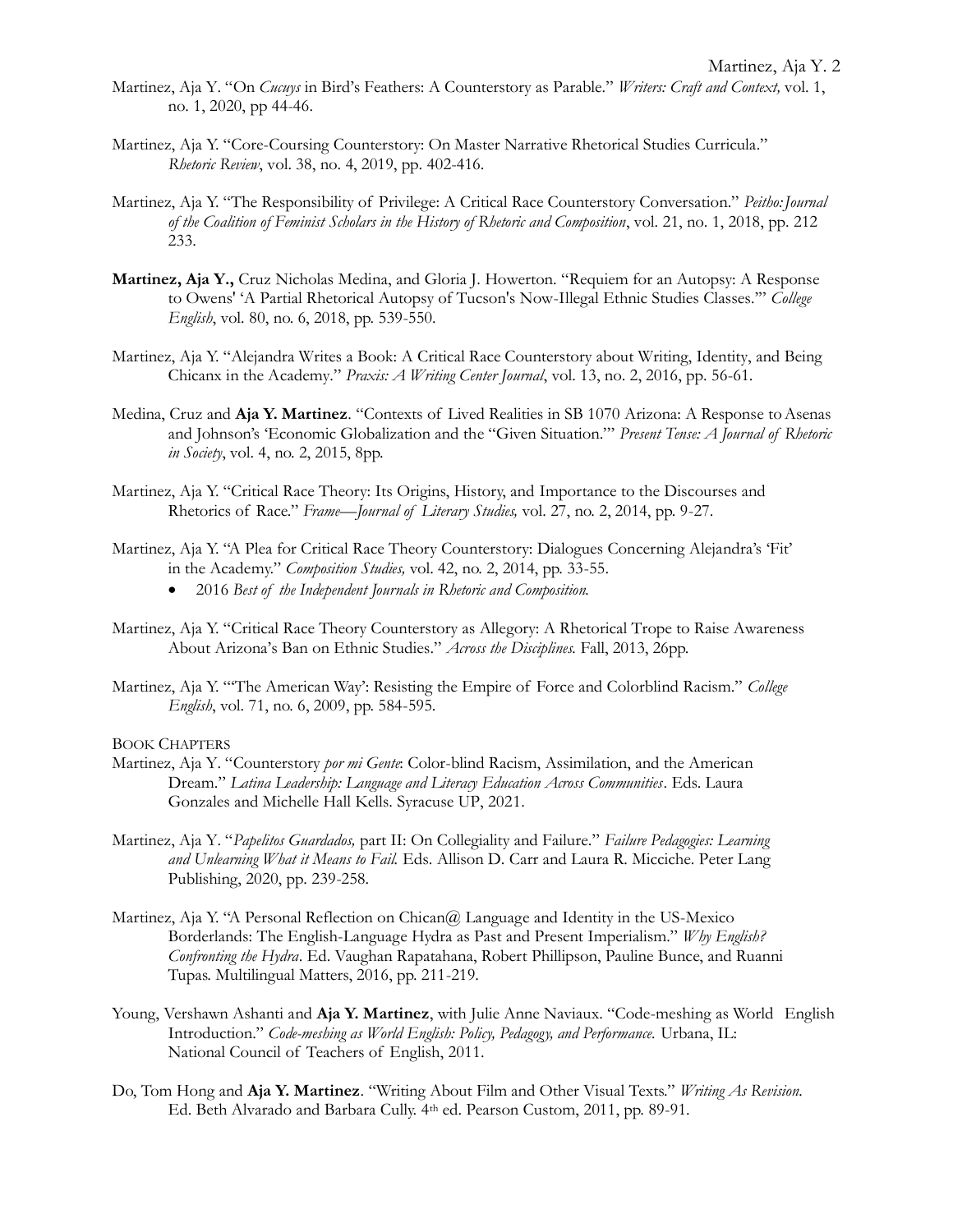Martinez, Aja Y. "On *Cucuys* in Bird's Feathers: A Counterstory as Parable." *Writers: Craft and Context,* vol. 1, no. 1, 2020, pp 44-46.

Martinez, Aja Y. "Core-Coursing Counterstory: On Master Narrative Rhetorical Studies Curricula." *Rhetoric Review*, vol. 38, no. 4, 2019, pp. 402-416.

Martinez, Aja Y. "The Responsibility of Privilege: A Critical Race Counterstory Conversation." *Peitho: Journal of the Coalition of Feminist Scholars in the History of Rhetoric and Composition*, vol. 21, no. 1, 2018, pp. 212 233.

**Martinez, Aja Y.,** Cruz Nicholas Medina, and Gloria J. Howerton. "Requiem for an Autopsy: A Response to Owens' 'A Partial Rhetorical Autopsy of Tucson's Now-Illegal Ethnic Studies Classes.'" *College English*, vol. 80, no. 6, 2018, pp. 539-550.

Martinez, Aja Y. "Alejandra Writes a Book: A Critical Race Counterstory about Writing, Identity, and Being Chicanx in the Academy." *Praxis: A Writing Center Journal*, vol. 13, no. 2, 2016, pp. 56-61.

Medina, Cruz and **Aja Y. Martinez**. "Contexts of Lived Realities in SB 1070 Arizona: A Response to Asenas and Johnson's 'Economic Globalization and the "Given Situation."' *Present Tense: A Journal of Rhetoric in Society*, vol. 4, no. 2, 2015, 8pp.

Martinez, Aja Y. "Critical Race Theory: Its Origins, History, and Importance to the Discourses and Rhetorics of Race." *Frame—Journal of Literary Studies,* vol. 27, no. 2, 2014, pp. 9-27.

Martinez, Aja Y. "A Plea for Critical Race Theory Counterstory: Dialogues Concerning Alejandra's 'Fit' in the Academy." *Composition Studies,* vol. 42, no. 2, 2014, pp. 33-55.

- 2016 *Best of the Independent Journals in Rhetoric and Composition.*

Martinez, Aja Y. "Critical Race Theory Counterstory as Allegory: A Rhetorical Trope to Raise Awareness About Arizona's Ban on Ethnic Studies." *Across the Disciplines.* Fall, 2013, 26pp.

Martinez, Aja Y. "'The American Way': Resisting the Empire of Force and Colorblind Racism." *College English*, vol. 71, no. 6, 2009, pp. 584-595.

BOOK CHAPTERS

Martinez, Aja Y. "Counterstory *por mi Gente*: Color-blind Racism, Assimilation, and the American Dream." *Latina Leadership: Language and Literacy Education Across Communities*. Eds. Laura Gonzales and Michelle Hall Kells. Syracuse UP, 2021.

Martinez, Aja Y. "*Papelitos Guardados,* part II: On Collegiality and Failure." *Failure Pedagogies: Learning and Unlearning What it Means to Fail.* Eds. Allison D. Carr and Laura R. Micciche. Peter Lang Publishing, 2020, pp. 239-258.

Martinez, Aja Y. "A Personal Reflection on Chican@ Language and Identity in the US-Mexico Borderlands: The English-Language Hydra as Past and Present Imperialism." *Why English? Confronting the Hydra*. Ed. Vaughan Rapatahana, Robert Phillipson, Pauline Bunce, and Ruanni Tupas. Multilingual Matters, 2016, pp. 211-219.

Young, Vershawn Ashanti and **Aja Y. Martinez**, with Julie Anne Naviaux. "Code-meshing as World English Introduction." *Code-meshing as World English: Policy, Pedagogy, and Performance.* Urbana, IL: National Council of Teachers of English, 2011.

Do, Tom Hong and **Aja Y. Martinez**. "Writing About Film and Other Visual Texts." *Writing As Revision.* Ed. Beth Alvarado and Barbara Cully. 4th ed. Pearson Custom, 2011, pp. 89-91.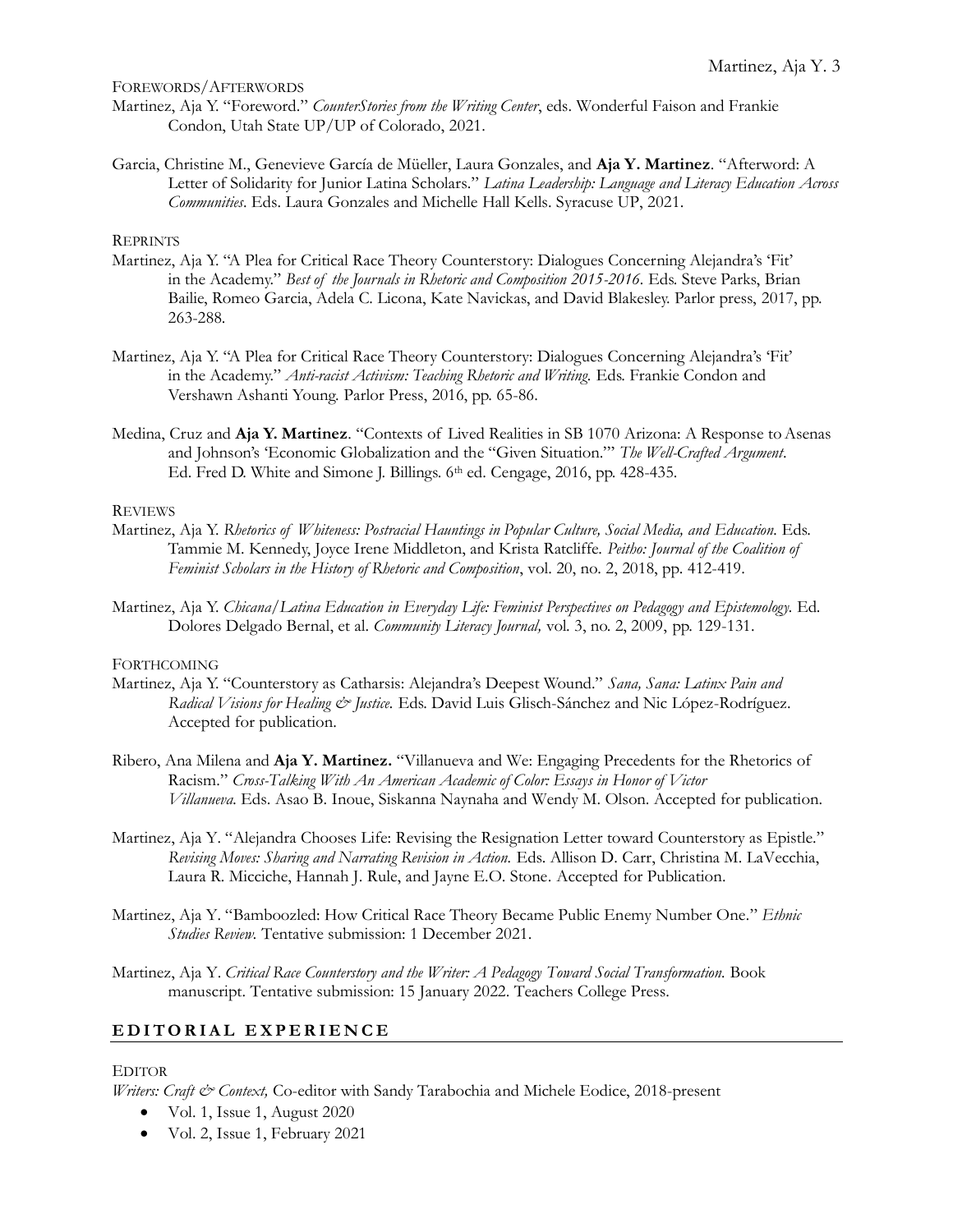FOREWORDS/AFTERWORDS

Martinez, Aja Y. "Foreword." *CounterStories from the Writing Center*, eds. Wonderful Faison and Frankie Condon, Utah State UP/UP of Colorado, 2021.

Garcia, Christine M., Genevieve García de Müeller, Laura Gonzales, and **Aja Y. Martinez**. "Afterword: A Letter of Solidarity for Junior Latina Scholars." *Latina Leadership: Language and Literacy Education Across Communities*. Eds. Laura Gonzales and Michelle Hall Kells. Syracuse UP, 2021.

REPRINTS

Martinez, Aja Y. "A Plea for Critical Race Theory Counterstory: Dialogues Concerning Alejandra's 'Fit' in the Academy." *Best of the Journals in Rhetoric and Composition 2015-2016*. Eds. Steve Parks, Brian Bailie, Romeo Garcia, Adela C. Licona, Kate Navickas, and David Blakesley. Parlor press, 2017, pp. 263-288.

Martinez, Aja Y. "A Plea for Critical Race Theory Counterstory: Dialogues Concerning Alejandra's 'Fit' in the Academy." *Anti-racist Activism: Teaching Rhetoric and Writing.* Eds. Frankie Condon and Vershawn Ashanti Young. Parlor Press, 2016, pp. 65-86.

Medina, Cruz and **Aja Y. Martinez**. "Contexts of Lived Realities in SB 1070 Arizona: A Response to Asenas and Johnson's 'Economic Globalization and the "Given Situation."'" *The Well-Crafted Argument*. Ed. Fred D. White and Simone J. Billings. 6th ed. Cengage, 2016, pp. 428-435.

REVIEWS

Martinez, Aja Y. *Rhetorics of Whiteness: Postracial Hauntings in Popular Culture, Social Media, and Education.* Eds. Tammie M. Kennedy, Joyce Irene Middleton, and Krista Ratcliffe. *Peitho: Journal of the Coalition of Feminist Scholars in the History of Rhetoric and Composition*, vol. 20, no. 2, 2018, pp. 412-419.

Martinez, Aja Y. *Chicana/Latina Education in Everyday Life: Feminist Perspectives on Pedagogy and Epistemology.* Ed. Dolores Delgado Bernal, et al. *Community Literacy Journal,* vol. 3, no. 2, 2009, pp. 129-131.

FORTHCOMING

Martinez, Aja Y. "Counterstory as Catharsis: Alejandra's Deepest Wound." *Sana, Sana: Latinx Pain and Radical Visions for Healing & Justice.* Eds. David Luis Glisch-Sánchez and Nic López-Rodríguez. Accepted for publication.

Ribero, Ana Milena and **Aja Y. Martinez.** "Villanueva and We: Engaging Precedents for the Rhetorics of Racism." *Cross-Talking With An American Academic of Color: Essays in Honor of Victor Villanueva.* Eds. Asao B. Inoue, Siskanna Naynaha and Wendy M. Olson. Accepted for publication.

Martinez, Aja Y. "Alejandra Chooses Life: Revising the Resignation Letter toward Counterstory as Epistle." *Revising Moves: Sharing and Narrating Revision in Action.* Eds. Allison D. Carr, Christina M. LaVecchia, Laura R. Micciche, Hannah J. Rule, and Jayne E.O. Stone. Accepted for Publication.

Martinez, Aja Y. "Bamboozled: How Critical Race Theory Became Public Enemy Number One." *Ethnic Studies Review.* Tentative submission: 1 December 2021.

Martinez, Aja Y. *Critical Race Counterstory and the Writer: A Pedagogy Toward Social Transformation.* Book manuscript. Tentative submission: 15 January 2022. Teachers College Press.

## EDITORIAL EXPERIENCE

EDITOR

*Writers: Craft & Context,* Co-editor with Sandy Tarabochia and Michele Eodice, 2018-present

- Vol. 1, Issue 1, August 2020
- Vol. 2, Issue 1, February 2021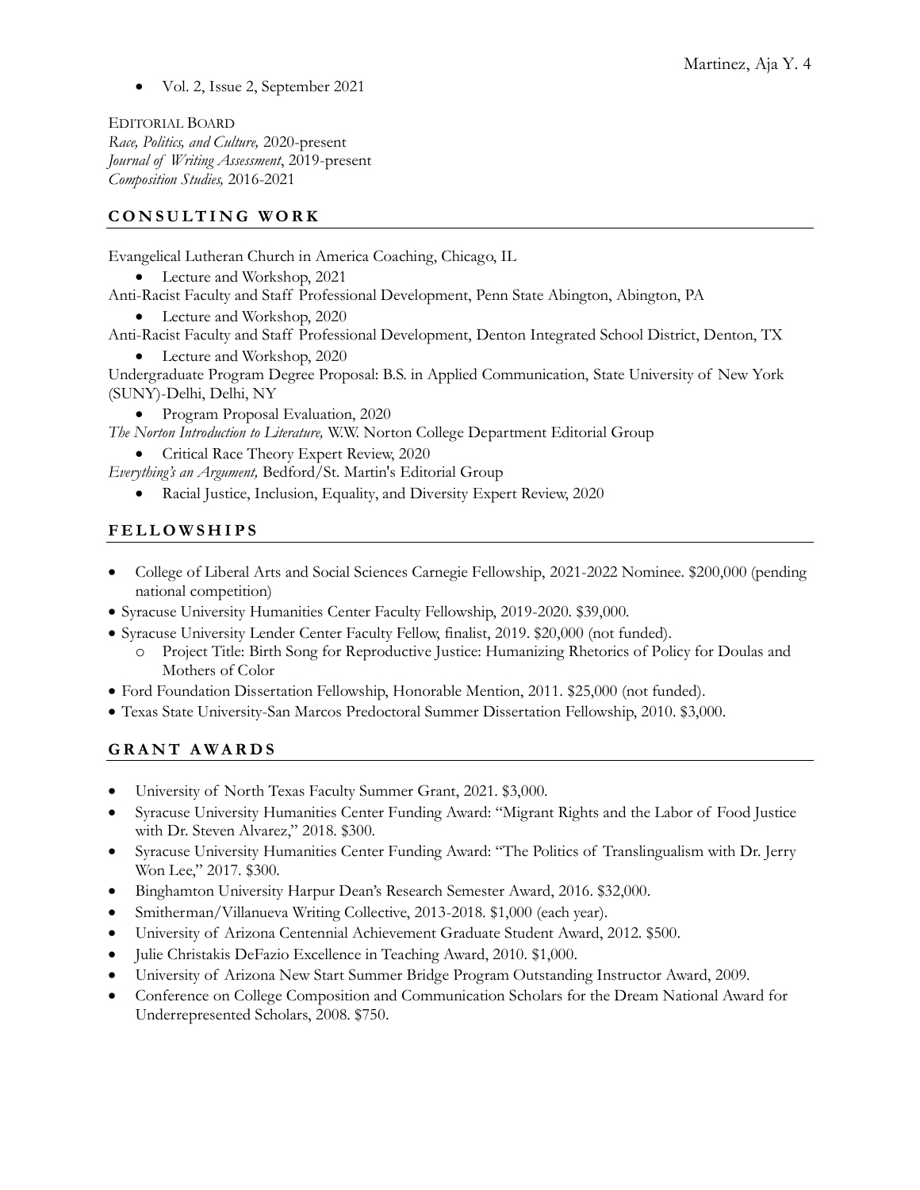- Vol. 2, Issue 2, September 2021

EDITORIAL BOARD
*Race, Politics, and Culture,* 2020-present
*Journal of Writing Assessment*, 2019-present
*Composition Studies,* 2016-2021

## CONSULTING WORK

Evangelical Lutheran Church in America Coaching, Chicago, IL

- Lecture and Workshop, 2021

Anti-Racist Faculty and Staff Professional Development, Penn State Abington, Abington, PA

- Lecture and Workshop, 2020

Anti-Racist Faculty and Staff Professional Development, Denton Integrated School District, Denton, TX

- Lecture and Workshop, 2020

Undergraduate Program Degree Proposal: B.S. in Applied Communication, State University of New York (SUNY)-Delhi, Delhi, NY

- Program Proposal Evaluation, 2020

*The Norton Introduction to Literature,* W.W. Norton College Department Editorial Group

- Critical Race Theory Expert Review, 2020

*Everything's an Argument,* Bedford/St. Martin's Editorial Group

- Racial Justice, Inclusion, Equality, and Diversity Expert Review, 2020

## FELLOWSHIPS

- College of Liberal Arts and Social Sciences Carnegie Fellowship, 2021-2022 Nominee. $200,000 (pending national competition)
- Syracuse University Humanities Center Faculty Fellowship, 2019-2020. $39,000.
- Syracuse University Lender Center Faculty Fellow, finalist, 2019. $20,000 (not funded).
  - Project Title: Birth Song for Reproductive Justice: Humanizing Rhetorics of Policy for Doulas and Mothers of Color
- Ford Foundation Dissertation Fellowship, Honorable Mention, 2011. $25,000 (not funded).
- Texas State University-San Marcos Predoctoral Summer Dissertation Fellowship, 2010. $3,000.

## GRANT AWARDS

- University of North Texas Faculty Summer Grant, 2021. $3,000.
- Syracuse University Humanities Center Funding Award: "Migrant Rights and the Labor of Food Justice with Dr. Steven Alvarez," 2018. $300.
- Syracuse University Humanities Center Funding Award: "The Politics of Translingualism with Dr. Jerry Won Lee," 2017. $300.
- Binghamton University Harpur Dean's Research Semester Award, 2016. $32,000.
- Smitherman/Villanueva Writing Collective, 2013-2018. $1,000 (each year).
- University of Arizona Centennial Achievement Graduate Student Award, 2012. $500.
- Julie Christakis DeFazio Excellence in Teaching Award, 2010. $1,000.
- University of Arizona New Start Summer Bridge Program Outstanding Instructor Award, 2009.
- Conference on College Composition and Communication Scholars for the Dream National Award for Underrepresented Scholars, 2008. $750.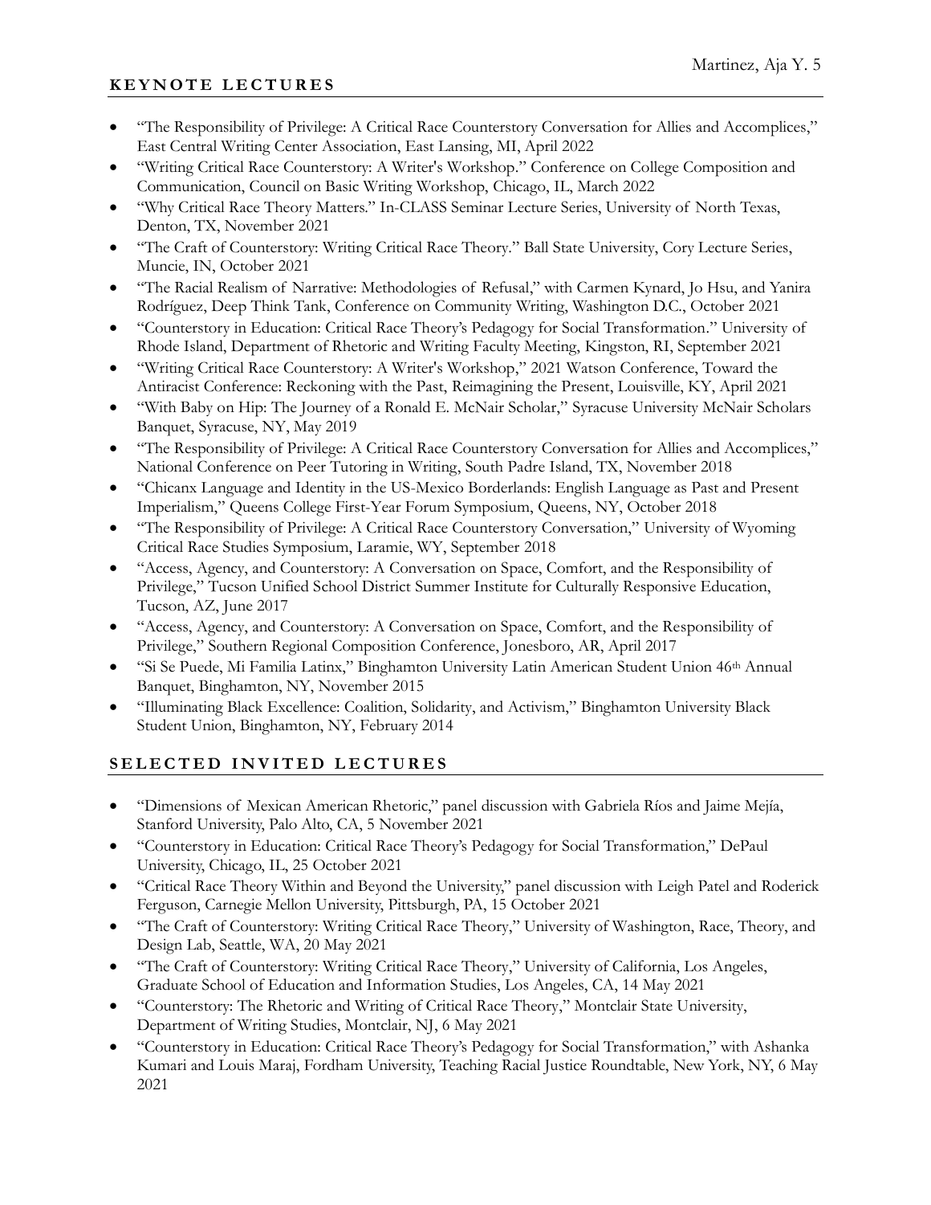## KEYNOTE LECTURES

- "The Responsibility of Privilege: A Critical Race Counterstory Conversation for Allies and Accomplices," East Central Writing Center Association, East Lansing, MI, April 2022
- "Writing Critical Race Counterstory: A Writer's Workshop." Conference on College Composition and Communication, Council on Basic Writing Workshop, Chicago, IL, March 2022
- "Why Critical Race Theory Matters." In-CLASS Seminar Lecture Series, University of North Texas, Denton, TX, November 2021
- "The Craft of Counterstory: Writing Critical Race Theory." Ball State University, Cory Lecture Series, Muncie, IN, October 2021
- "The Racial Realism of Narrative: Methodologies of Refusal," with Carmen Kynard, Jo Hsu, and Yanira Rodríguez, Deep Think Tank, Conference on Community Writing, Washington D.C., October 2021
- "Counterstory in Education: Critical Race Theory's Pedagogy for Social Transformation." University of Rhode Island, Department of Rhetoric and Writing Faculty Meeting, Kingston, RI, September 2021
- "Writing Critical Race Counterstory: A Writer's Workshop," 2021 Watson Conference, Toward the Antiracist Conference: Reckoning with the Past, Reimagining the Present, Louisville, KY, April 2021
- "With Baby on Hip: The Journey of a Ronald E. McNair Scholar," Syracuse University McNair Scholars Banquet, Syracuse, NY, May 2019
- "The Responsibility of Privilege: A Critical Race Counterstory Conversation for Allies and Accomplices," National Conference on Peer Tutoring in Writing, South Padre Island, TX, November 2018
- "Chicanx Language and Identity in the US-Mexico Borderlands: English Language as Past and Present Imperialism," Queens College First-Year Forum Symposium, Queens, NY, October 2018
- "The Responsibility of Privilege: A Critical Race Counterstory Conversation," University of Wyoming Critical Race Studies Symposium, Laramie, WY, September 2018
- "Access, Agency, and Counterstory: A Conversation on Space, Comfort, and the Responsibility of Privilege," Tucson Unified School District Summer Institute for Culturally Responsive Education, Tucson, AZ, June 2017
- "Access, Agency, and Counterstory: A Conversation on Space, Comfort, and the Responsibility of Privilege," Southern Regional Composition Conference, Jonesboro, AR, April 2017
- "Si Se Puede, Mi Familia Latinx," Binghamton University Latin American Student Union 46th Annual Banquet, Binghamton, NY, November 2015
- "Illuminating Black Excellence: Coalition, Solidarity, and Activism," Binghamton University Black Student Union, Binghamton, NY, February 2014

## SELECTED INVITED LECTURES

- "Dimensions of Mexican American Rhetoric," panel discussion with Gabriela Ríos and Jaime Mejía, Stanford University, Palo Alto, CA, 5 November 2021
- "Counterstory in Education: Critical Race Theory's Pedagogy for Social Transformation," DePaul University, Chicago, IL, 25 October 2021
- "Critical Race Theory Within and Beyond the University," panel discussion with Leigh Patel and Roderick Ferguson, Carnegie Mellon University, Pittsburgh, PA, 15 October 2021
- "The Craft of Counterstory: Writing Critical Race Theory," University of Washington, Race, Theory, and Design Lab, Seattle, WA, 20 May 2021
- "The Craft of Counterstory: Writing Critical Race Theory," University of California, Los Angeles, Graduate School of Education and Information Studies, Los Angeles, CA, 14 May 2021
- "Counterstory: The Rhetoric and Writing of Critical Race Theory," Montclair State University, Department of Writing Studies, Montclair, NJ, 6 May 2021
- "Counterstory in Education: Critical Race Theory's Pedagogy for Social Transformation," with Ashanka Kumari and Louis Maraj, Fordham University, Teaching Racial Justice Roundtable, New York, NY, 6 May 2021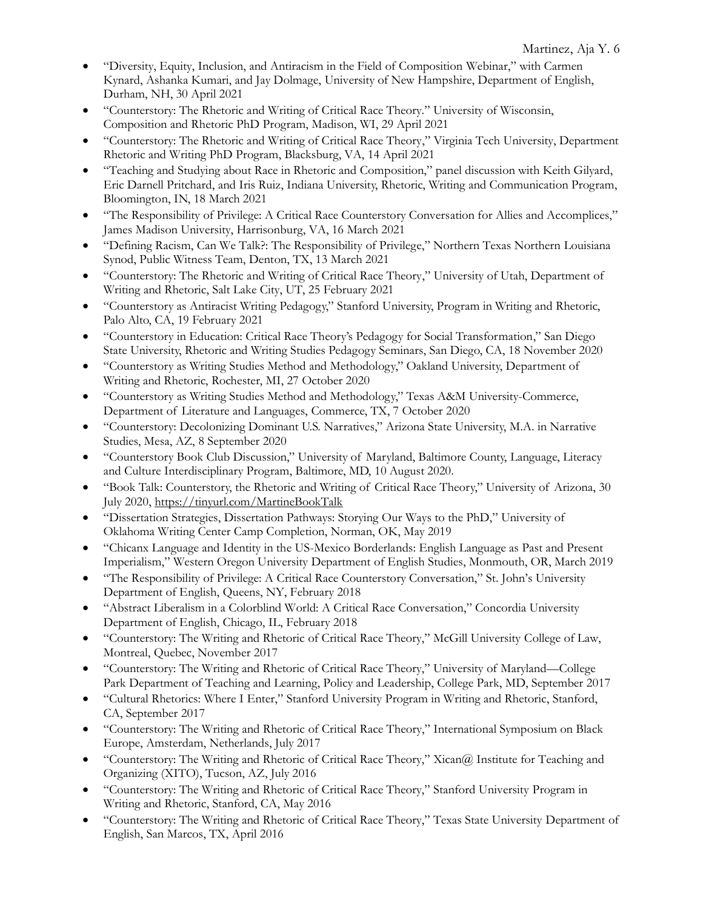- "Diversity, Equity, Inclusion, and Antiracism in the Field of Composition Webinar," with Carmen Kynard, Ashanka Kumari, and Jay Dolmage, University of New Hampshire, Department of English, Durham, NH, 30 April 2021
- "Counterstory: The Rhetoric and Writing of Critical Race Theory." University of Wisconsin, Composition and Rhetoric PhD Program, Madison, WI, 29 April 2021
- "Counterstory: The Rhetoric and Writing of Critical Race Theory," Virginia Tech University, Department Rhetoric and Writing PhD Program, Blacksburg, VA, 14 April 2021
- "Teaching and Studying about Race in Rhetoric and Composition," panel discussion with Keith Gilyard, Eric Darnell Pritchard, and Iris Ruiz, Indiana University, Rhetoric, Writing and Communication Program, Bloomington, IN, 18 March 2021
- "The Responsibility of Privilege: A Critical Race Counterstory Conversation for Allies and Accomplices," James Madison University, Harrisonburg, VA, 16 March 2021
- "Defining Racism, Can We Talk?: The Responsibility of Privilege," Northern Texas Northern Louisiana Synod, Public Witness Team, Denton, TX, 13 March 2021
- "Counterstory: The Rhetoric and Writing of Critical Race Theory," University of Utah, Department of Writing and Rhetoric, Salt Lake City, UT, 25 February 2021
- "Counterstory as Antiracist Writing Pedagogy," Stanford University, Program in Writing and Rhetoric, Palo Alto, CA, 19 February 2021
- "Counterstory in Education: Critical Race Theory's Pedagogy for Social Transformation," San Diego State University, Rhetoric and Writing Studies Pedagogy Seminars, San Diego, CA, 18 November 2020
- "Counterstory as Writing Studies Method and Methodology," Oakland University, Department of Writing and Rhetoric, Rochester, MI, 27 October 2020
- "Counterstory as Writing Studies Method and Methodology," Texas A&M University-Commerce, Department of Literature and Languages, Commerce, TX, 7 October 2020
- "Counterstory: Decolonizing Dominant U.S. Narratives," Arizona State University, M.A. in Narrative Studies, Mesa, AZ, 8 September 2020
- "Counterstory Book Club Discussion," University of Maryland, Baltimore County, Language, Literacy and Culture Interdisciplinary Program, Baltimore, MD, 10 August 2020.
- "Book Talk: Counterstory, the Rhetoric and Writing of Critical Race Theory," University of Arizona, 30 July 2020, https://tinyurl.com/MartineBookTalk
- "Dissertation Strategies, Dissertation Pathways: Storying Our Ways to the PhD," University of Oklahoma Writing Center Camp Completion, Norman, OK, May 2019
- "Chicanx Language and Identity in the US-Mexico Borderlands: English Language as Past and Present Imperialism," Western Oregon University Department of English Studies, Monmouth, OR, March 2019
- "The Responsibility of Privilege: A Critical Race Counterstory Conversation," St. John's University Department of English, Queens, NY, February 2018
- "Abstract Liberalism in a Colorblind World: A Critical Race Conversation," Concordia University Department of English, Chicago, IL, February 2018
- "Counterstory: The Writing and Rhetoric of Critical Race Theory," McGill University College of Law, Montreal, Quebec, November 2017
- "Counterstory: The Writing and Rhetoric of Critical Race Theory," University of Maryland—College Park Department of Teaching and Learning, Policy and Leadership, College Park, MD, September 2017
- "Cultural Rhetorics: Where I Enter," Stanford University Program in Writing and Rhetoric, Stanford, CA, September 2017
- "Counterstory: The Writing and Rhetoric of Critical Race Theory," International Symposium on Black Europe, Amsterdam, Netherlands, July 2017
- "Counterstory: The Writing and Rhetoric of Critical Race Theory," Xican@ Institute for Teaching and Organizing (XITO), Tucson, AZ, July 2016
- "Counterstory: The Writing and Rhetoric of Critical Race Theory," Stanford University Program in Writing and Rhetoric, Stanford, CA, May 2016
- "Counterstory: The Writing and Rhetoric of Critical Race Theory," Texas State University Department of English, San Marcos, TX, April 2016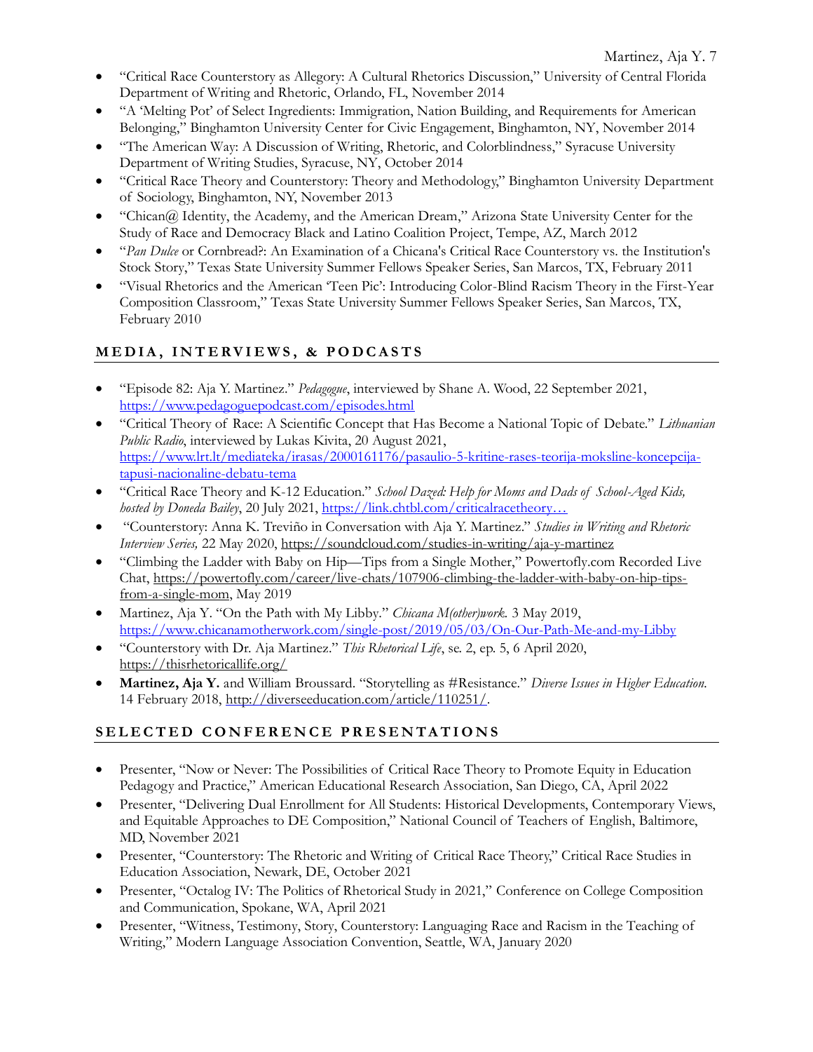- "Critical Race Counterstory as Allegory: A Cultural Rhetorics Discussion," University of Central Florida Department of Writing and Rhetoric, Orlando, FL, November 2014
- "A 'Melting Pot' of Select Ingredients: Immigration, Nation Building, and Requirements for American Belonging," Binghamton University Center for Civic Engagement, Binghamton, NY, November 2014
- "The American Way: A Discussion of Writing, Rhetoric, and Colorblindness," Syracuse University Department of Writing Studies, Syracuse, NY, October 2014
- "Critical Race Theory and Counterstory: Theory and Methodology," Binghamton University Department of Sociology, Binghamton, NY, November 2013
- "Chican@ Identity, the Academy, and the American Dream," Arizona State University Center for the Study of Race and Democracy Black and Latino Coalition Project, Tempe, AZ, March 2012
- "*Pan Dulce* or Cornbread?: An Examination of a Chicana's Critical Race Counterstory vs. the Institution's Stock Story," Texas State University Summer Fellows Speaker Series, San Marcos, TX, February 2011
- "Visual Rhetorics and the American 'Teen Pic': Introducing Color-Blind Racism Theory in the First-Year Composition Classroom," Texas State University Summer Fellows Speaker Series, San Marcos, TX, February 2010

## MEDIA, INTERVIEWS, & PODCASTS

- "Episode 82: Aja Y. Martinez." *Pedagogue*, interviewed by Shane A. Wood, 22 September 2021, https://www.pedagoguepodcast.com/episodes.html
- "Critical Theory of Race: A Scientific Concept that Has Become a National Topic of Debate." *Lithuanian Public Radio*, interviewed by Lukas Kivita, 20 August 2021, https://www.lrt.lt/mediateka/irasas/2000161176/pasaulio-5-kritine-rases-teorija-moksline-koncepcija-tapusi-nacionaline-debatu-tema
- "Critical Race Theory and K-12 Education." *School Dazed: Help for Moms and Dads of School-Aged Kids, hosted by Doneda Bailey*, 20 July 2021, https://link.chtbl.com/criticalracetheory…
- "Counterstory: Anna K. Treviño in Conversation with Aja Y. Martinez." *Studies in Writing and Rhetoric Interview Series,* 22 May 2020, https://soundcloud.com/studies-in-writing/aja-y-martinez
- "Climbing the Ladder with Baby on Hip—Tips from a Single Mother," Powertofly.com Recorded Live Chat, https://powertofly.com/career/live-chats/107906-climbing-the-ladder-with-baby-on-hip-tips-from-a-single-mom, May 2019
- Martinez, Aja Y. "On the Path with My Libby." *Chicana M(other)work.* 3 May 2019, https://www.chicanamotherwork.com/single-post/2019/05/03/On-Our-Path-Me-and-my-Libby
- "Counterstory with Dr. Aja Martinez." *This Rhetorical Life*, se. 2, ep. 5, 6 April 2020, https://thisrhetoricallife.org/
- **Martinez, Aja Y.** and William Broussard. "Storytelling as #Resistance." *Diverse Issues in Higher Education.* 14 February 2018, http://diverseeducation.com/article/110251/.

## SELECTED CONFERENCE PRESENTATIONS

- Presenter, "Now or Never: The Possibilities of Critical Race Theory to Promote Equity in Education Pedagogy and Practice," American Educational Research Association, San Diego, CA, April 2022
- Presenter, "Delivering Dual Enrollment for All Students: Historical Developments, Contemporary Views, and Equitable Approaches to DE Composition," National Council of Teachers of English, Baltimore, MD, November 2021
- Presenter, "Counterstory: The Rhetoric and Writing of Critical Race Theory," Critical Race Studies in Education Association, Newark, DE, October 2021
- Presenter, "Octalog IV: The Politics of Rhetorical Study in 2021," Conference on College Composition and Communication, Spokane, WA, April 2021
- Presenter, "Witness, Testimony, Story, Counterstory: Languaging Race and Racism in the Teaching of Writing," Modern Language Association Convention, Seattle, WA, January 2020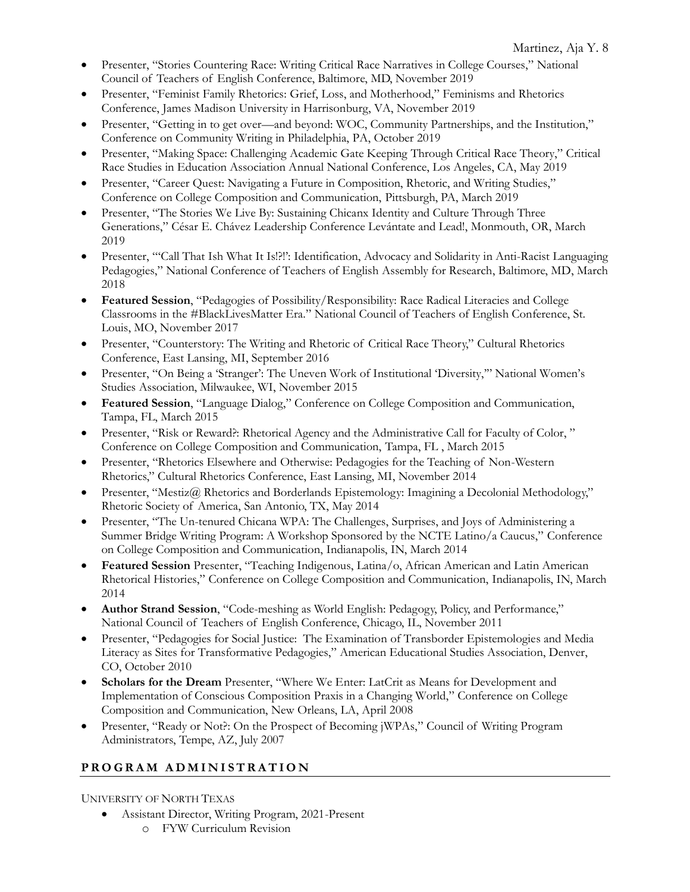- Presenter, "Stories Countering Race: Writing Critical Race Narratives in College Courses," National Council of Teachers of English Conference, Baltimore, MD, November 2019
- Presenter, "Feminist Family Rhetorics: Grief, Loss, and Motherhood," Feminisms and Rhetorics Conference, James Madison University in Harrisonburg, VA, November 2019
- Presenter, "Getting in to get over—and beyond: WOC, Community Partnerships, and the Institution," Conference on Community Writing in Philadelphia, PA, October 2019
- Presenter, "Making Space: Challenging Academic Gate Keeping Through Critical Race Theory," Critical Race Studies in Education Association Annual National Conference, Los Angeles, CA, May 2019
- Presenter, "Career Quest: Navigating a Future in Composition, Rhetoric, and Writing Studies," Conference on College Composition and Communication, Pittsburgh, PA, March 2019
- Presenter, "The Stories We Live By: Sustaining Chicanx Identity and Culture Through Three Generations," César E. Chávez Leadership Conference Levántate and Lead!, Monmouth, OR, March 2019
- Presenter, "'Call That Ish What It Is!?!': Identification, Advocacy and Solidarity in Anti-Racist Languaging Pedagogies," National Conference of Teachers of English Assembly for Research, Baltimore, MD, March 2018
- **Featured Session**, "Pedagogies of Possibility/Responsibility: Race Radical Literacies and College Classrooms in the #BlackLivesMatter Era." National Council of Teachers of English Conference, St. Louis, MO, November 2017
- Presenter, "Counterstory: The Writing and Rhetoric of Critical Race Theory," Cultural Rhetorics Conference, East Lansing, MI, September 2016
- Presenter, "On Being a 'Stranger': The Uneven Work of Institutional 'Diversity,'" National Women's Studies Association, Milwaukee, WI, November 2015
- **Featured Session**, "Language Dialog," Conference on College Composition and Communication, Tampa, FL, March 2015
- Presenter, "Risk or Reward?: Rhetorical Agency and the Administrative Call for Faculty of Color, " Conference on College Composition and Communication, Tampa, FL , March 2015
- Presenter, "Rhetorics Elsewhere and Otherwise: Pedagogies for the Teaching of Non-Western Rhetorics," Cultural Rhetorics Conference, East Lansing, MI, November 2014
- Presenter, "Mestiz@ Rhetorics and Borderlands Epistemology: Imagining a Decolonial Methodology," Rhetoric Society of America, San Antonio, TX, May 2014
- Presenter, "The Un-tenured Chicana WPA: The Challenges, Surprises, and Joys of Administering a Summer Bridge Writing Program: A Workshop Sponsored by the NCTE Latino/a Caucus," Conference on College Composition and Communication, Indianapolis, IN, March 2014
- **Featured Session** Presenter, "Teaching Indigenous, Latina/o, African American and Latin American Rhetorical Histories," Conference on College Composition and Communication, Indianapolis, IN, March 2014
- **Author Strand Session**, "Code-meshing as World English: Pedagogy, Policy, and Performance," National Council of Teachers of English Conference, Chicago, IL, November 2011
- Presenter, "Pedagogies for Social Justice: The Examination of Transborder Epistemologies and Media Literacy as Sites for Transformative Pedagogies," American Educational Studies Association, Denver, CO, October 2010
- **Scholars for the Dream** Presenter, "Where We Enter: LatCrit as Means for Development and Implementation of Conscious Composition Praxis in a Changing World," Conference on College Composition and Communication, New Orleans, LA, April 2008
- Presenter, "Ready or Not?: On the Prospect of Becoming jWPAs," Council of Writing Program Administrators, Tempe, AZ, July 2007

## PROGRAM ADMINISTRATION

UNIVERSITY OF NORTH TEXAS

- Assistant Director, Writing Program, 2021-Present
  - FYW Curriculum Revision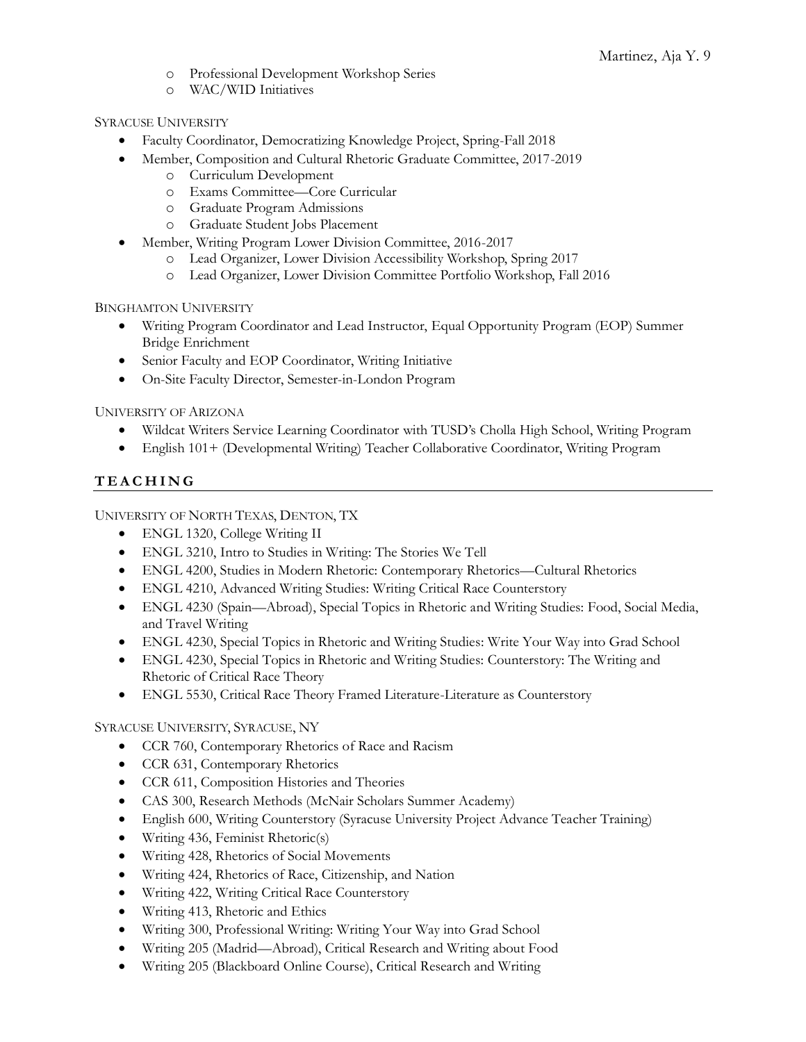- Professional Development Workshop Series
  - WAC/WID Initiatives

SYRACUSE UNIVERSITY

- Faculty Coordinator, Democratizing Knowledge Project, Spring-Fall 2018
- Member, Composition and Cultural Rhetoric Graduate Committee, 2017-2019
  - Curriculum Development
  - Exams Committee—Core Curricular
  - Graduate Program Admissions
  - Graduate Student Jobs Placement
- Member, Writing Program Lower Division Committee, 2016-2017
  - Lead Organizer, Lower Division Accessibility Workshop, Spring 2017
  - Lead Organizer, Lower Division Committee Portfolio Workshop, Fall 2016

BINGHAMTON UNIVERSITY

- Writing Program Coordinator and Lead Instructor, Equal Opportunity Program (EOP) Summer Bridge Enrichment
- Senior Faculty and EOP Coordinator, Writing Initiative
- On-Site Faculty Director, Semester-in-London Program

UNIVERSITY OF ARIZONA

- Wildcat Writers Service Learning Coordinator with TUSD's Cholla High School, Writing Program
- English 101+ (Developmental Writing) Teacher Collaborative Coordinator, Writing Program

## TEACHING

UNIVERSITY OF NORTH TEXAS, DENTON, TX

- ENGL 1320, College Writing II
- ENGL 3210, Intro to Studies in Writing: The Stories We Tell
- ENGL 4200, Studies in Modern Rhetoric: Contemporary Rhetorics—Cultural Rhetorics
- ENGL 4210, Advanced Writing Studies: Writing Critical Race Counterstory
- ENGL 4230 (Spain—Abroad), Special Topics in Rhetoric and Writing Studies: Food, Social Media, and Travel Writing
- ENGL 4230, Special Topics in Rhetoric and Writing Studies: Write Your Way into Grad School
- ENGL 4230, Special Topics in Rhetoric and Writing Studies: Counterstory: The Writing and Rhetoric of Critical Race Theory
- ENGL 5530, Critical Race Theory Framed Literature-Literature as Counterstory

SYRACUSE UNIVERSITY, SYRACUSE, NY

- CCR 760, Contemporary Rhetorics of Race and Racism
- CCR 631, Contemporary Rhetorics
- CCR 611, Composition Histories and Theories
- CAS 300, Research Methods (McNair Scholars Summer Academy)
- English 600, Writing Counterstory (Syracuse University Project Advance Teacher Training)
- Writing 436, Feminist Rhetoric(s)
- Writing 428, Rhetorics of Social Movements
- Writing 424, Rhetorics of Race, Citizenship, and Nation
- Writing 422, Writing Critical Race Counterstory
- Writing 413, Rhetoric and Ethics
- Writing 300, Professional Writing: Writing Your Way into Grad School
- Writing 205 (Madrid—Abroad), Critical Research and Writing about Food
- Writing 205 (Blackboard Online Course), Critical Research and Writing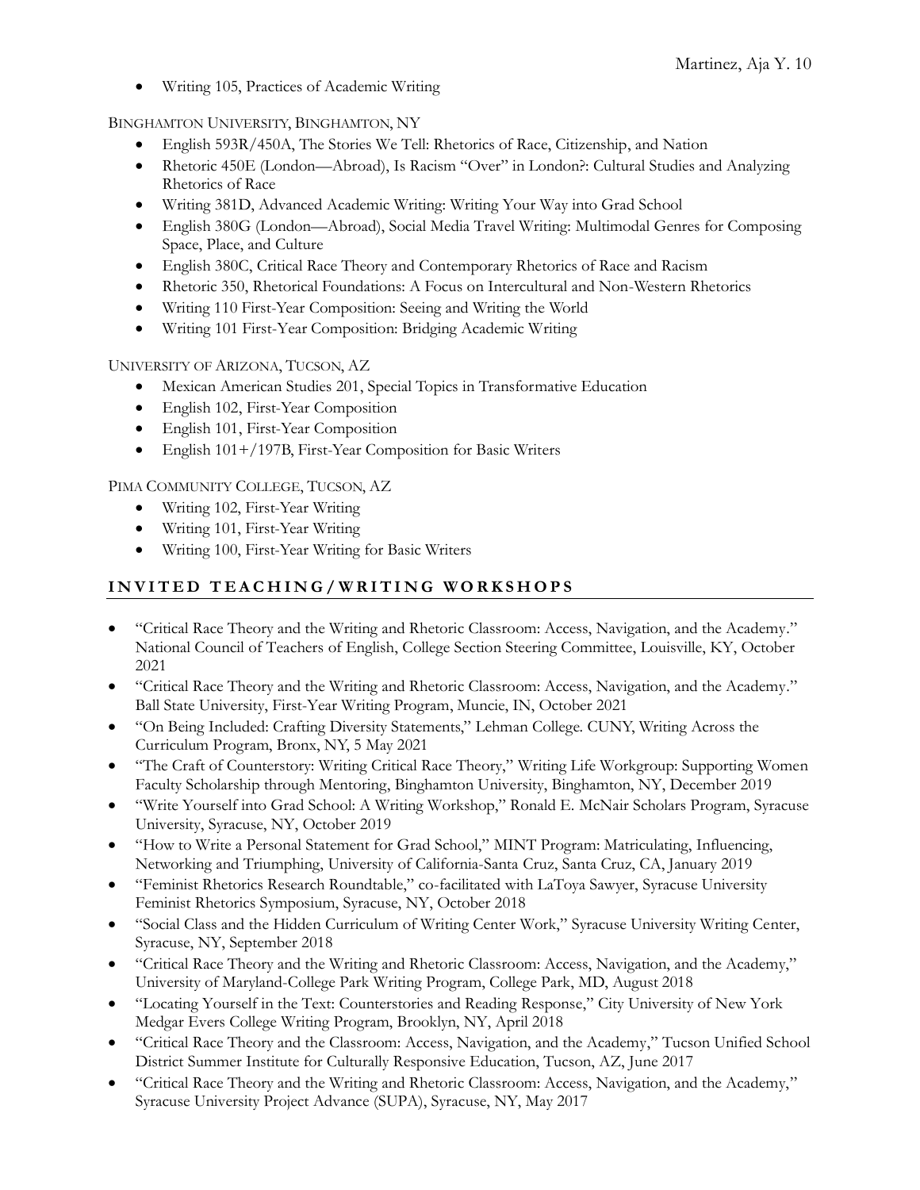- Writing 105, Practices of Academic Writing

BINGHAMTON UNIVERSITY, BINGHAMTON, NY

- English 593R/450A, The Stories We Tell: Rhetorics of Race, Citizenship, and Nation
- Rhetoric 450E (London—Abroad), Is Racism "Over" in London?: Cultural Studies and Analyzing Rhetorics of Race
- Writing 381D, Advanced Academic Writing: Writing Your Way into Grad School
- English 380G (London—Abroad), Social Media Travel Writing: Multimodal Genres for Composing Space, Place, and Culture
- English 380C, Critical Race Theory and Contemporary Rhetorics of Race and Racism
- Rhetoric 350, Rhetorical Foundations: A Focus on Intercultural and Non-Western Rhetorics
- Writing 110 First-Year Composition: Seeing and Writing the World
- Writing 101 First-Year Composition: Bridging Academic Writing

UNIVERSITY OF ARIZONA, TUCSON, AZ

- Mexican American Studies 201, Special Topics in Transformative Education
- English 102, First-Year Composition
- English 101, First-Year Composition
- English 101+/197B, First-Year Composition for Basic Writers

PIMA COMMUNITY COLLEGE, TUCSON, AZ

- Writing 102, First-Year Writing
- Writing 101, First-Year Writing
- Writing 100, First-Year Writing for Basic Writers

## INVITED TEACHING/WRITING WORKSHOPS

- "Critical Race Theory and the Writing and Rhetoric Classroom: Access, Navigation, and the Academy." National Council of Teachers of English, College Section Steering Committee, Louisville, KY, October 2021
- "Critical Race Theory and the Writing and Rhetoric Classroom: Access, Navigation, and the Academy." Ball State University, First-Year Writing Program, Muncie, IN, October 2021
- "On Being Included: Crafting Diversity Statements," Lehman College. CUNY, Writing Across the Curriculum Program, Bronx, NY, 5 May 2021
- "The Craft of Counterstory: Writing Critical Race Theory," Writing Life Workgroup: Supporting Women Faculty Scholarship through Mentoring, Binghamton University, Binghamton, NY, December 2019
- "Write Yourself into Grad School: A Writing Workshop," Ronald E. McNair Scholars Program, Syracuse University, Syracuse, NY, October 2019
- "How to Write a Personal Statement for Grad School," MINT Program: Matriculating, Influencing, Networking and Triumphing, University of California-Santa Cruz, Santa Cruz, CA, January 2019
- "Feminist Rhetorics Research Roundtable," co-facilitated with LaToya Sawyer, Syracuse University Feminist Rhetorics Symposium, Syracuse, NY, October 2018
- "Social Class and the Hidden Curriculum of Writing Center Work," Syracuse University Writing Center, Syracuse, NY, September 2018
- "Critical Race Theory and the Writing and Rhetoric Classroom: Access, Navigation, and the Academy," University of Maryland-College Park Writing Program, College Park, MD, August 2018
- "Locating Yourself in the Text: Counterstories and Reading Response," City University of New York Medgar Evers College Writing Program, Brooklyn, NY, April 2018
- "Critical Race Theory and the Classroom: Access, Navigation, and the Academy," Tucson Unified School District Summer Institute for Culturally Responsive Education, Tucson, AZ, June 2017
- "Critical Race Theory and the Writing and Rhetoric Classroom: Access, Navigation, and the Academy," Syracuse University Project Advance (SUPA), Syracuse, NY, May 2017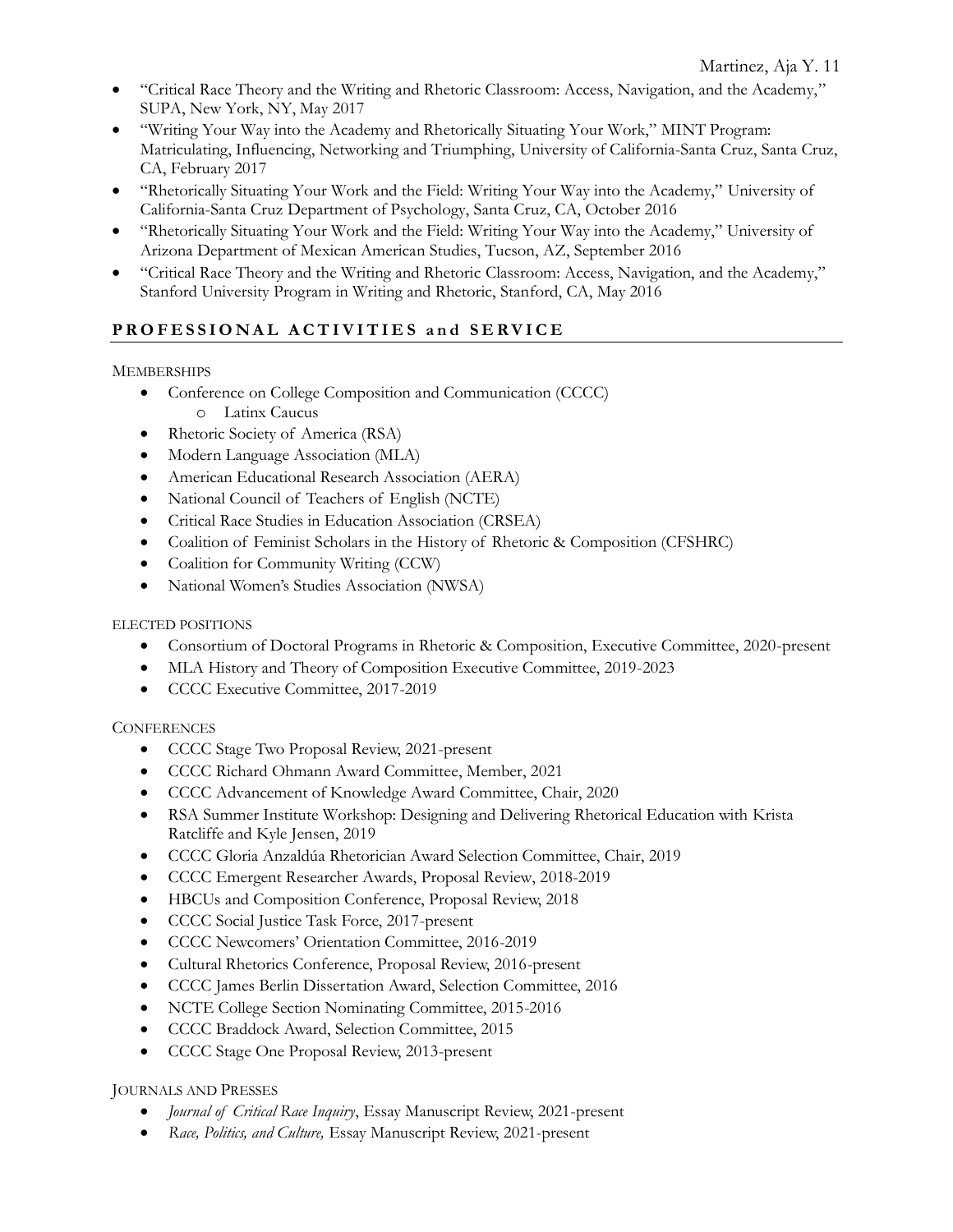- "Critical Race Theory and the Writing and Rhetoric Classroom: Access, Navigation, and the Academy," SUPA, New York, NY, May 2017
- "Writing Your Way into the Academy and Rhetorically Situating Your Work," MINT Program: Matriculating, Influencing, Networking and Triumphing, University of California-Santa Cruz, Santa Cruz, CA, February 2017
- "Rhetorically Situating Your Work and the Field: Writing Your Way into the Academy," University of California-Santa Cruz Department of Psychology, Santa Cruz, CA, October 2016
- "Rhetorically Situating Your Work and the Field: Writing Your Way into the Academy," University of Arizona Department of Mexican American Studies, Tucson, AZ, September 2016
- "Critical Race Theory and the Writing and Rhetoric Classroom: Access, Navigation, and the Academy," Stanford University Program in Writing and Rhetoric, Stanford, CA, May 2016

## PROFESSIONAL ACTIVITIES and SERVICE

MEMBERSHIPS

- Conference on College Composition and Communication (CCCC)
  - Latinx Caucus
- Rhetoric Society of America (RSA)
- Modern Language Association (MLA)
- American Educational Research Association (AERA)
- National Council of Teachers of English (NCTE)
- Critical Race Studies in Education Association (CRSEA)
- Coalition of Feminist Scholars in the History of Rhetoric & Composition (CFSHRC)
- Coalition for Community Writing (CCW)
- National Women's Studies Association (NWSA)

ELECTED POSITIONS

- Consortium of Doctoral Programs in Rhetoric & Composition, Executive Committee, 2020-present
- MLA History and Theory of Composition Executive Committee, 2019-2023
- CCCC Executive Committee, 2017-2019

CONFERENCES

- CCCC Stage Two Proposal Review, 2021-present
- CCCC Richard Ohmann Award Committee, Member, 2021
- CCCC Advancement of Knowledge Award Committee, Chair, 2020
- RSA Summer Institute Workshop: Designing and Delivering Rhetorical Education with Krista Ratcliffe and Kyle Jensen, 2019
- CCCC Gloria Anzaldúa Rhetorician Award Selection Committee, Chair, 2019
- CCCC Emergent Researcher Awards, Proposal Review, 2018-2019
- HBCUs and Composition Conference, Proposal Review, 2018
- CCCC Social Justice Task Force, 2017-present
- CCCC Newcomers' Orientation Committee, 2016-2019
- Cultural Rhetorics Conference, Proposal Review, 2016-present
- CCCC James Berlin Dissertation Award, Selection Committee, 2016
- NCTE College Section Nominating Committee, 2015-2016
- CCCC Braddock Award, Selection Committee, 2015
- CCCC Stage One Proposal Review, 2013-present

JOURNALS AND PRESSES

- *Journal of Critical Race Inquiry*, Essay Manuscript Review, 2021-present
- *Race, Politics, and Culture,* Essay Manuscript Review, 2021-present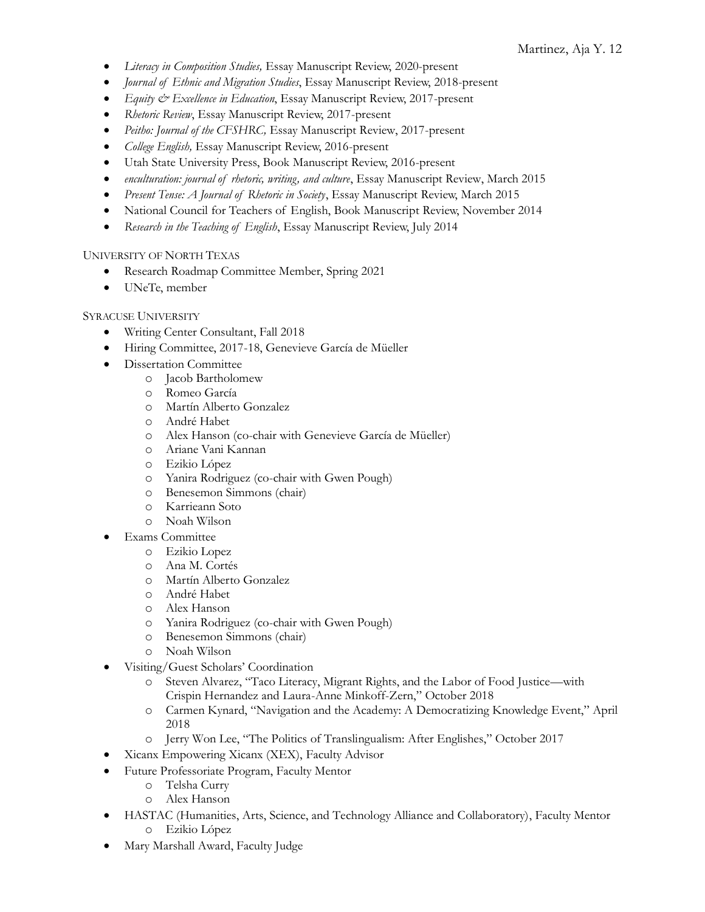- *Literacy in Composition Studies,* Essay Manuscript Review, 2020-present
- *Journal of Ethnic and Migration Studies*, Essay Manuscript Review, 2018-present
- *Equity & Excellence in Education*, Essay Manuscript Review, 2017-present
- *Rhetoric Review*, Essay Manuscript Review, 2017-present
- *Peitho: Journal of the CFSHRC,* Essay Manuscript Review, 2017-present
- *College English,* Essay Manuscript Review, 2016-present
- Utah State University Press, Book Manuscript Review, 2016-present
- *enculturation: journal of rhetoric, writing, and culture*, Essay Manuscript Review, March 2015
- *Present Tense: A Journal of Rhetoric in Society*, Essay Manuscript Review, March 2015
- National Council for Teachers of English, Book Manuscript Review, November 2014
- *Research in the Teaching of English*, Essay Manuscript Review, July 2014

UNIVERSITY OF NORTH TEXAS

- Research Roadmap Committee Member, Spring 2021
- UNeTe, member

SYRACUSE UNIVERSITY

- Writing Center Consultant, Fall 2018
- Hiring Committee, 2017-18, Genevieve García de Müeller
- Dissertation Committee
  - Jacob Bartholomew
  - Romeo García
  - Martín Alberto Gonzalez
  - André Habet
  - Alex Hanson (co-chair with Genevieve García de Müeller)
  - Ariane Vani Kannan
  - Ezikio López
  - Yanira Rodriguez (co-chair with Gwen Pough)
  - Benesemon Simmons (chair)
  - Karrieann Soto
  - Noah Wilson
- Exams Committee
  - Ezikio Lopez
  - Ana M. Cortés
  - Martín Alberto Gonzalez
  - André Habet
  - Alex Hanson
  - Yanira Rodriguez (co-chair with Gwen Pough)
  - Benesemon Simmons (chair)
  - Noah Wilson
- Visiting/Guest Scholars' Coordination
  - Steven Alvarez, "Taco Literacy, Migrant Rights, and the Labor of Food Justice—with Crispin Hernandez and Laura-Anne Minkoff-Zern," October 2018
  - Carmen Kynard, "Navigation and the Academy: A Democratizing Knowledge Event," April 2018
  - Jerry Won Lee, "The Politics of Translingualism: After Englishes," October 2017
- Xicanx Empowering Xicanx (XEX), Faculty Advisor
- Future Professoriate Program, Faculty Mentor
  - Telsha Curry
  - Alex Hanson
- HASTAC (Humanities, Arts, Science, and Technology Alliance and Collaboratory), Faculty Mentor
  - Ezikio López
- Mary Marshall Award, Faculty Judge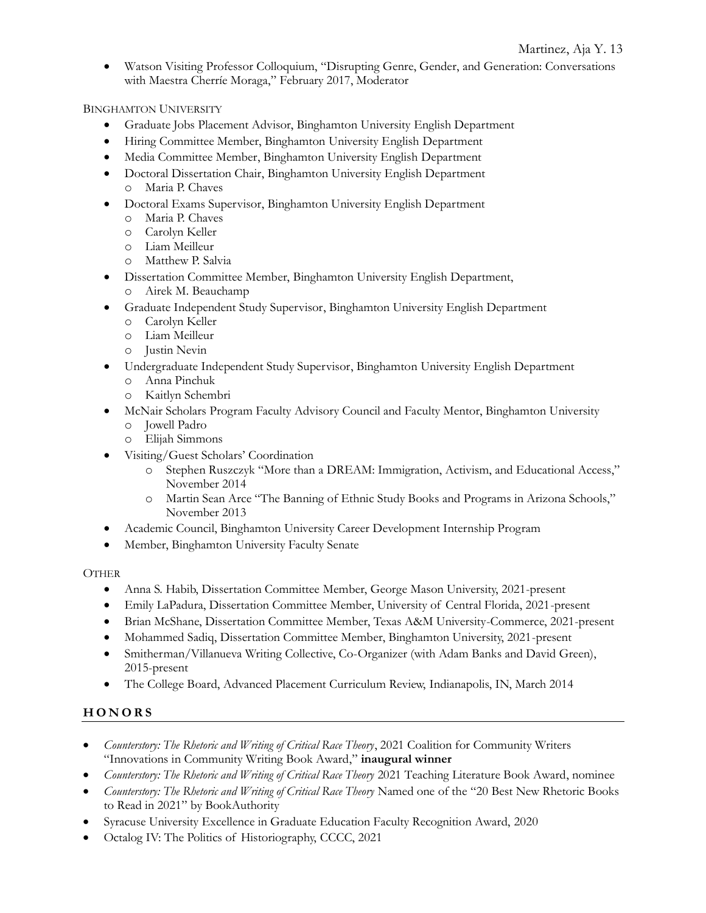- Watson Visiting Professor Colloquium, "Disrupting Genre, Gender, and Generation: Conversations with Maestra Cherríe Moraga," February 2017, Moderator

BINGHAMTON UNIVERSITY

- Graduate Jobs Placement Advisor, Binghamton University English Department
- Hiring Committee Member, Binghamton University English Department
- Media Committee Member, Binghamton University English Department
- Doctoral Dissertation Chair, Binghamton University English Department
  - Maria P. Chaves
- Doctoral Exams Supervisor, Binghamton University English Department
  - Maria P. Chaves
  - Carolyn Keller
  - Liam Meilleur
  - Matthew P. Salvia
- Dissertation Committee Member, Binghamton University English Department,
  - Airek M. Beauchamp
- Graduate Independent Study Supervisor, Binghamton University English Department
  - Carolyn Keller
  - Liam Meilleur
  - Justin Nevin
- Undergraduate Independent Study Supervisor, Binghamton University English Department
  - Anna Pinchuk
  - Kaitlyn Schembri
- McNair Scholars Program Faculty Advisory Council and Faculty Mentor, Binghamton University
  - Jowell Padro
  - Elijah Simmons
- Visiting/Guest Scholars' Coordination
  - Stephen Ruszczyk "More than a DREAM: Immigration, Activism, and Educational Access," November 2014
  - Martin Sean Arce "The Banning of Ethnic Study Books and Programs in Arizona Schools," November 2013
- Academic Council, Binghamton University Career Development Internship Program
- Member, Binghamton University Faculty Senate

OTHER

- Anna S. Habib, Dissertation Committee Member, George Mason University, 2021-present
- Emily LaPadura, Dissertation Committee Member, University of Central Florida, 2021-present
- Brian McShane, Dissertation Committee Member, Texas A&M University-Commerce, 2021-present
- Mohammed Sadiq, Dissertation Committee Member, Binghamton University, 2021-present
- Smitherman/Villanueva Writing Collective, Co-Organizer (with Adam Banks and David Green), 2015-present
- The College Board, Advanced Placement Curriculum Review, Indianapolis, IN, March 2014

## HONORS

- *Counterstory: The Rhetoric and Writing of Critical Race Theory*, 2021 Coalition for Community Writers "Innovations in Community Writing Book Award," **inaugural winner**
- *Counterstory: The Rhetoric and Writing of Critical Race Theory* 2021 Teaching Literature Book Award, nominee
- *Counterstory: The Rhetoric and Writing of Critical Race Theory* Named one of the "20 Best New Rhetoric Books to Read in 2021" by BookAuthority
- Syracuse University Excellence in Graduate Education Faculty Recognition Award, 2020
- Octalog IV: The Politics of Historiography, CCCC, 2021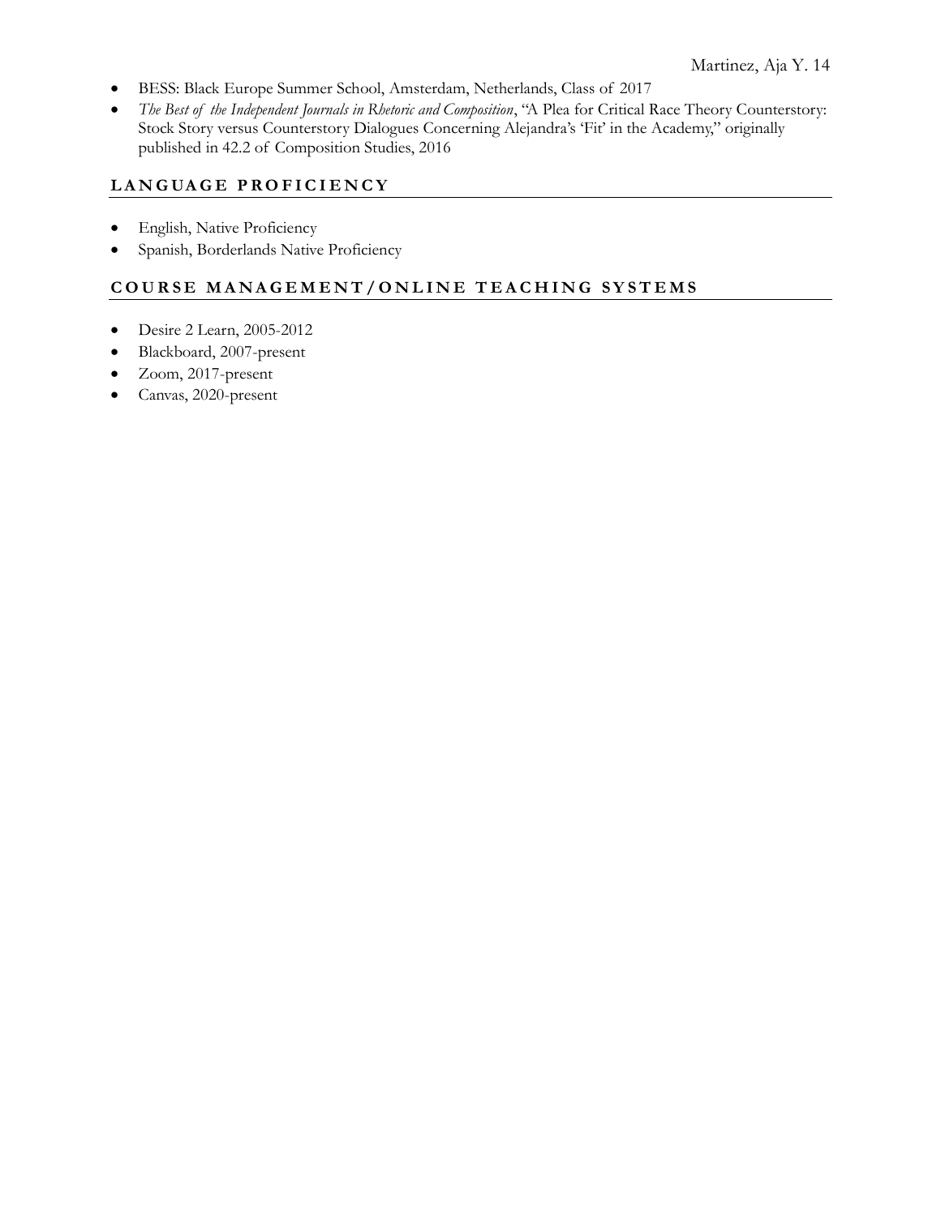- BESS: Black Europe Summer School, Amsterdam, Netherlands, Class of 2017
- *The Best of the Independent Journals in Rhetoric and Composition*, "A Plea for Critical Race Theory Counterstory: Stock Story versus Counterstory Dialogues Concerning Alejandra's 'Fit' in the Academy," originally published in 42.2 of Composition Studies, 2016

## LANGUAGE PROFICIENCY

- English, Native Proficiency
- Spanish, Borderlands Native Proficiency

## COURSE MANAGEMENT/ONLINE TEACHING SYSTEMS

- Desire 2 Learn, 2005-2012
- Blackboard, 2007-present
- Zoom, 2017-present
- Canvas, 2020-present